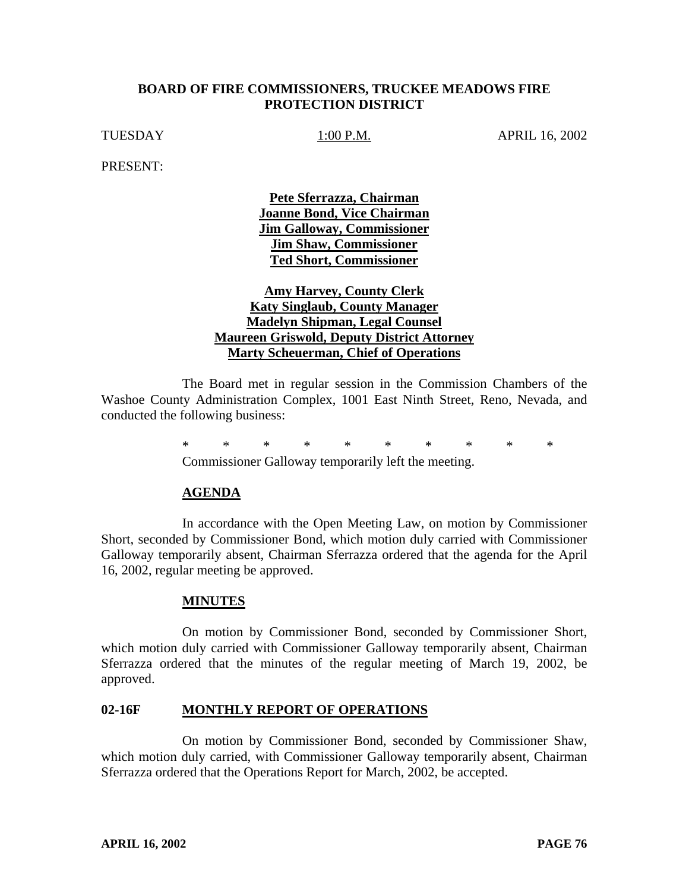**BOARD OF FIRE COMMISSIONERS, TRUCKEE MEADOWS FIRE PROTECTION DISTRICT**

TUESDAY 1:00 P.M. APRIL 16, 2002

PRESENT:

**Pete Sferrazza, Chairman**
**Joanne Bond, Vice Chairman**
**Jim Galloway, Commissioner**
**Jim Shaw, Commissioner**
**Ted Short, Commissioner**

**Amy Harvey, County Clerk**
**Katy Singlaub, County Manager**
**Madelyn Shipman, Legal Counsel**
**Maureen Griswold, Deputy District Attorney**
**Marty Scheuerman, Chief of Operations**

The Board met in regular session in the Commission Chambers of the Washoe County Administration Complex, 1001 East Ninth Street, Reno, Nevada, and conducted the following business:

\* \* \* \* \* \* \* \* \* \*

Commissioner Galloway temporarily left the meeting.

**AGENDA**

In accordance with the Open Meeting Law, on motion by Commissioner Short, seconded by Commissioner Bond, which motion duly carried with Commissioner Galloway temporarily absent, Chairman Sferrazza ordered that the agenda for the April 16, 2002, regular meeting be approved.

**MINUTES**

On motion by Commissioner Bond, seconded by Commissioner Short, which motion duly carried with Commissioner Galloway temporarily absent, Chairman Sferrazza ordered that the minutes of the regular meeting of March 19, 2002, be approved.

**02-16F MONTHLY REPORT OF OPERATIONS**

On motion by Commissioner Bond, seconded by Commissioner Shaw, which motion duly carried, with Commissioner Galloway temporarily absent, Chairman Sferrazza ordered that the Operations Report for March, 2002, be accepted.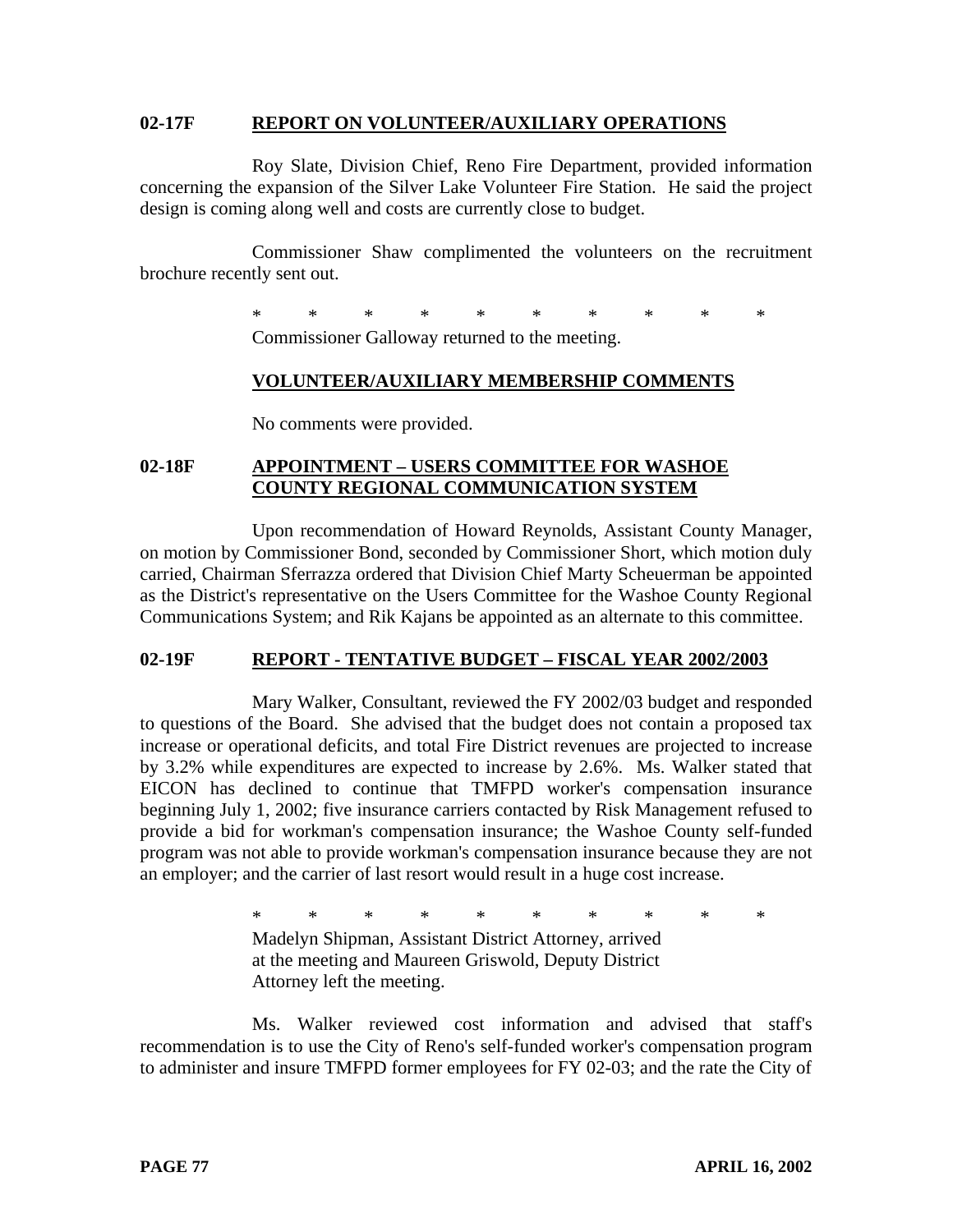**02-17F REPORT ON VOLUNTEER/AUXILIARY OPERATIONS**

Roy Slate, Division Chief, Reno Fire Department, provided information concerning the expansion of the Silver Lake Volunteer Fire Station. He said the project design is coming along well and costs are currently close to budget.

Commissioner Shaw complimented the volunteers on the recruitment brochure recently sent out.

\* \* \* \* \* \* \* \* \* \*

Commissioner Galloway returned to the meeting.

**VOLUNTEER/AUXILIARY MEMBERSHIP COMMENTS**

No comments were provided.

**02-18F APPOINTMENT – USERS COMMITTEE FOR WASHOE COUNTY REGIONAL COMMUNICATION SYSTEM**

Upon recommendation of Howard Reynolds, Assistant County Manager, on motion by Commissioner Bond, seconded by Commissioner Short, which motion duly carried, Chairman Sferrazza ordered that Division Chief Marty Scheuerman be appointed as the District's representative on the Users Committee for the Washoe County Regional Communications System; and Rik Kajans be appointed as an alternate to this committee.

**02-19F REPORT - TENTATIVE BUDGET – FISCAL YEAR 2002/2003**

Mary Walker, Consultant, reviewed the FY 2002/03 budget and responded to questions of the Board. She advised that the budget does not contain a proposed tax increase or operational deficits, and total Fire District revenues are projected to increase by 3.2% while expenditures are expected to increase by 2.6%. Ms. Walker stated that EICON has declined to continue that TMFPD worker's compensation insurance beginning July 1, 2002; five insurance carriers contacted by Risk Management refused to provide a bid for workman's compensation insurance; the Washoe County self-funded program was not able to provide workman's compensation insurance because they are not an employer; and the carrier of last resort would result in a huge cost increase.

\* \* \* \* \* \* \* \* \* \*

Madelyn Shipman, Assistant District Attorney, arrived at the meeting and Maureen Griswold, Deputy District Attorney left the meeting.

Ms. Walker reviewed cost information and advised that staff's recommendation is to use the City of Reno's self-funded worker's compensation program to administer and insure TMFPD former employees for FY 02-03; and the rate the City of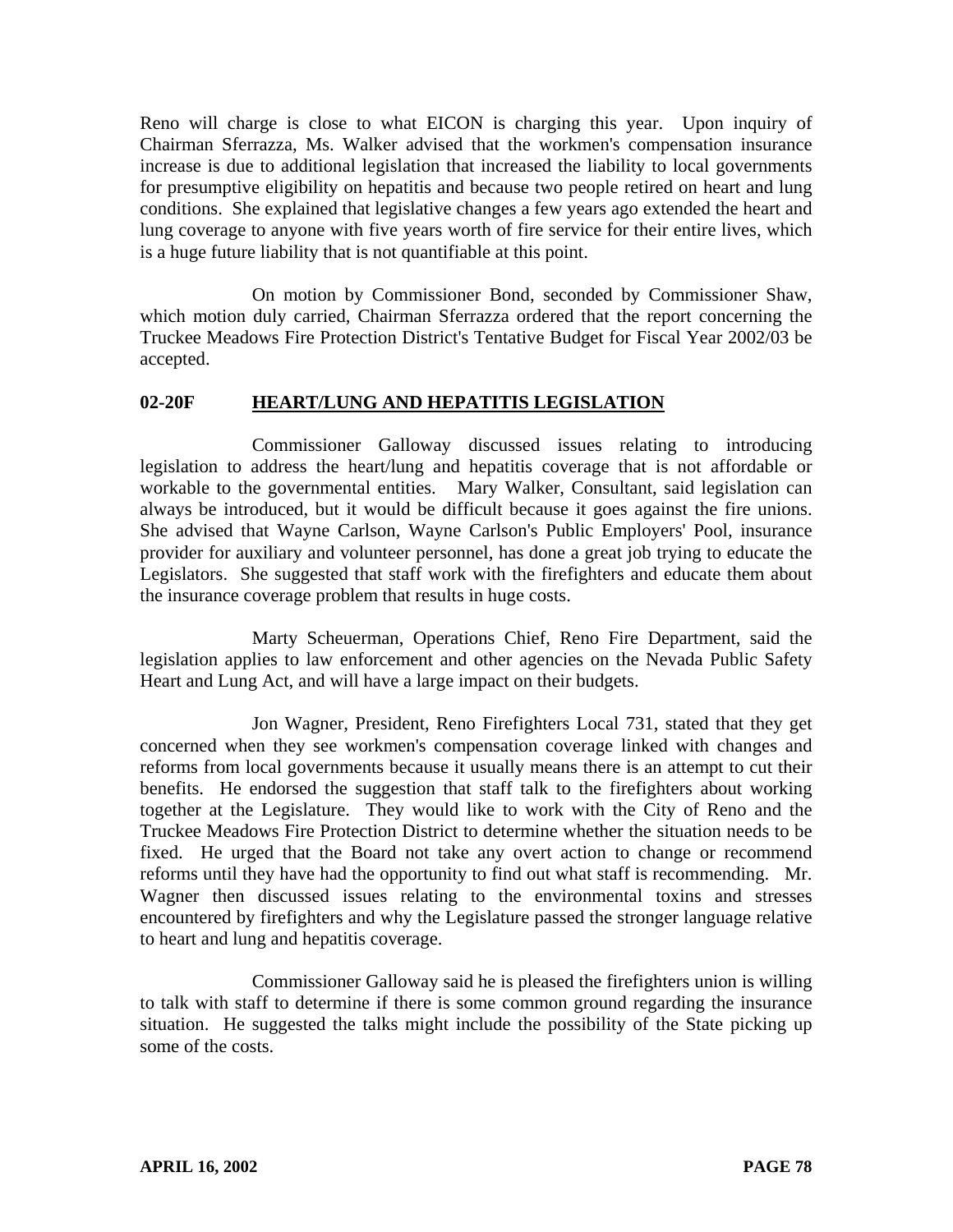Reno will charge is close to what EICON is charging this year. Upon inquiry of Chairman Sferrazza, Ms. Walker advised that the workmen's compensation insurance increase is due to additional legislation that increased the liability to local governments for presumptive eligibility on hepatitis and because two people retired on heart and lung conditions. She explained that legislative changes a few years ago extended the heart and lung coverage to anyone with five years worth of fire service for their entire lives, which is a huge future liability that is not quantifiable at this point.

On motion by Commissioner Bond, seconded by Commissioner Shaw, which motion duly carried, Chairman Sferrazza ordered that the report concerning the Truckee Meadows Fire Protection District's Tentative Budget for Fiscal Year 2002/03 be accepted.

## 02-20F HEART/LUNG AND HEPATITIS LEGISLATION

Commissioner Galloway discussed issues relating to introducing legislation to address the heart/lung and hepatitis coverage that is not affordable or workable to the governmental entities. Mary Walker, Consultant, said legislation can always be introduced, but it would be difficult because it goes against the fire unions. She advised that Wayne Carlson, Wayne Carlson's Public Employers' Pool, insurance provider for auxiliary and volunteer personnel, has done a great job trying to educate the Legislators. She suggested that staff work with the firefighters and educate them about the insurance coverage problem that results in huge costs.

Marty Scheuerman, Operations Chief, Reno Fire Department, said the legislation applies to law enforcement and other agencies on the Nevada Public Safety Heart and Lung Act, and will have a large impact on their budgets.

Jon Wagner, President, Reno Firefighters Local 731, stated that they get concerned when they see workmen's compensation coverage linked with changes and reforms from local governments because it usually means there is an attempt to cut their benefits. He endorsed the suggestion that staff talk to the firefighters about working together at the Legislature. They would like to work with the City of Reno and the Truckee Meadows Fire Protection District to determine whether the situation needs to be fixed. He urged that the Board not take any overt action to change or recommend reforms until they have had the opportunity to find out what staff is recommending. Mr. Wagner then discussed issues relating to the environmental toxins and stresses encountered by firefighters and why the Legislature passed the stronger language relative to heart and lung and hepatitis coverage.

Commissioner Galloway said he is pleased the firefighters union is willing to talk with staff to determine if there is some common ground regarding the insurance situation. He suggested the talks might include the possibility of the State picking up some of the costs.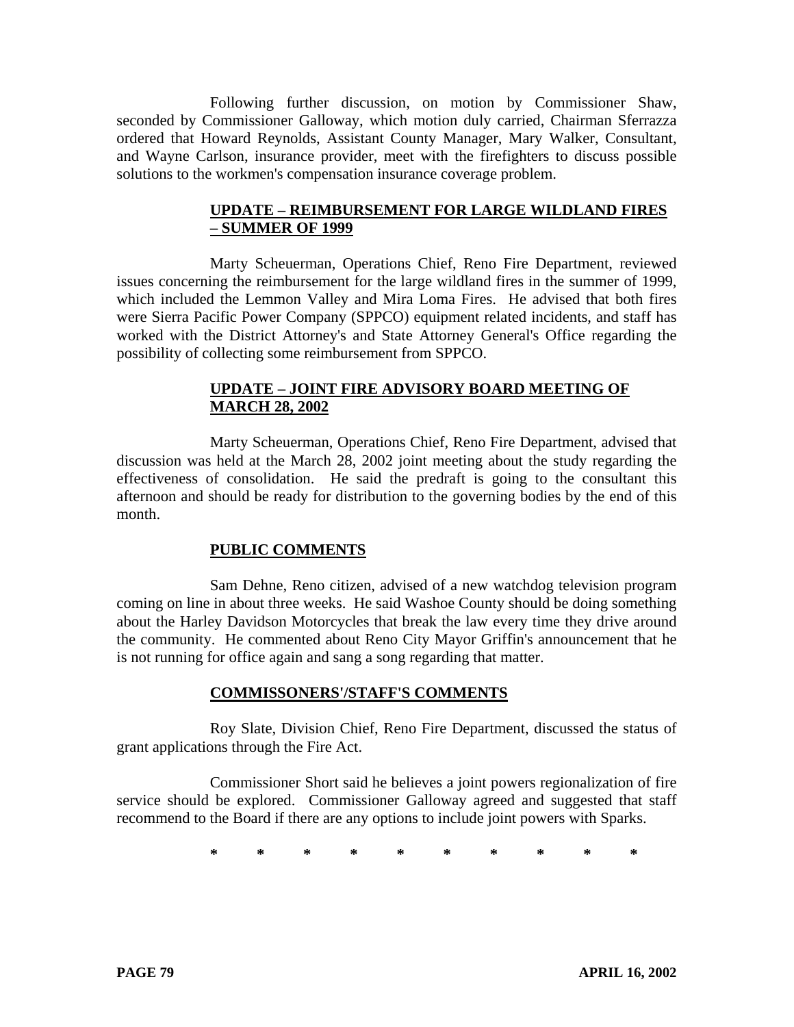Following further discussion, on motion by Commissioner Shaw, seconded by Commissioner Galloway, which motion duly carried, Chairman Sferrazza ordered that Howard Reynolds, Assistant County Manager, Mary Walker, Consultant, and Wayne Carlson, insurance provider, meet with the firefighters to discuss possible solutions to the workmen's compensation insurance coverage problem.

## UPDATE – REIMBURSEMENT FOR LARGE WILDLAND FIRES – SUMMER OF 1999

Marty Scheuerman, Operations Chief, Reno Fire Department, reviewed issues concerning the reimbursement for the large wildland fires in the summer of 1999, which included the Lemmon Valley and Mira Loma Fires. He advised that both fires were Sierra Pacific Power Company (SPPCO) equipment related incidents, and staff has worked with the District Attorney's and State Attorney General's Office regarding the possibility of collecting some reimbursement from SPPCO.

## UPDATE – JOINT FIRE ADVISORY BOARD MEETING OF MARCH 28, 2002

Marty Scheuerman, Operations Chief, Reno Fire Department, advised that discussion was held at the March 28, 2002 joint meeting about the study regarding the effectiveness of consolidation. He said the predraft is going to the consultant this afternoon and should be ready for distribution to the governing bodies by the end of this month.

## PUBLIC COMMENTS

Sam Dehne, Reno citizen, advised of a new watchdog television program coming on line in about three weeks. He said Washoe County should be doing something about the Harley Davidson Motorcycles that break the law every time they drive around the community. He commented about Reno City Mayor Griffin's announcement that he is not running for office again and sang a song regarding that matter.

## COMMISSONERS'/STAFF'S COMMENTS

Roy Slate, Division Chief, Reno Fire Department, discussed the status of grant applications through the Fire Act.

Commissioner Short said he believes a joint powers regionalization of fire service should be explored. Commissioner Galloway agreed and suggested that staff recommend to the Board if there are any options to include joint powers with Sparks.

\* \* \* \* \* \* \* \* \* \*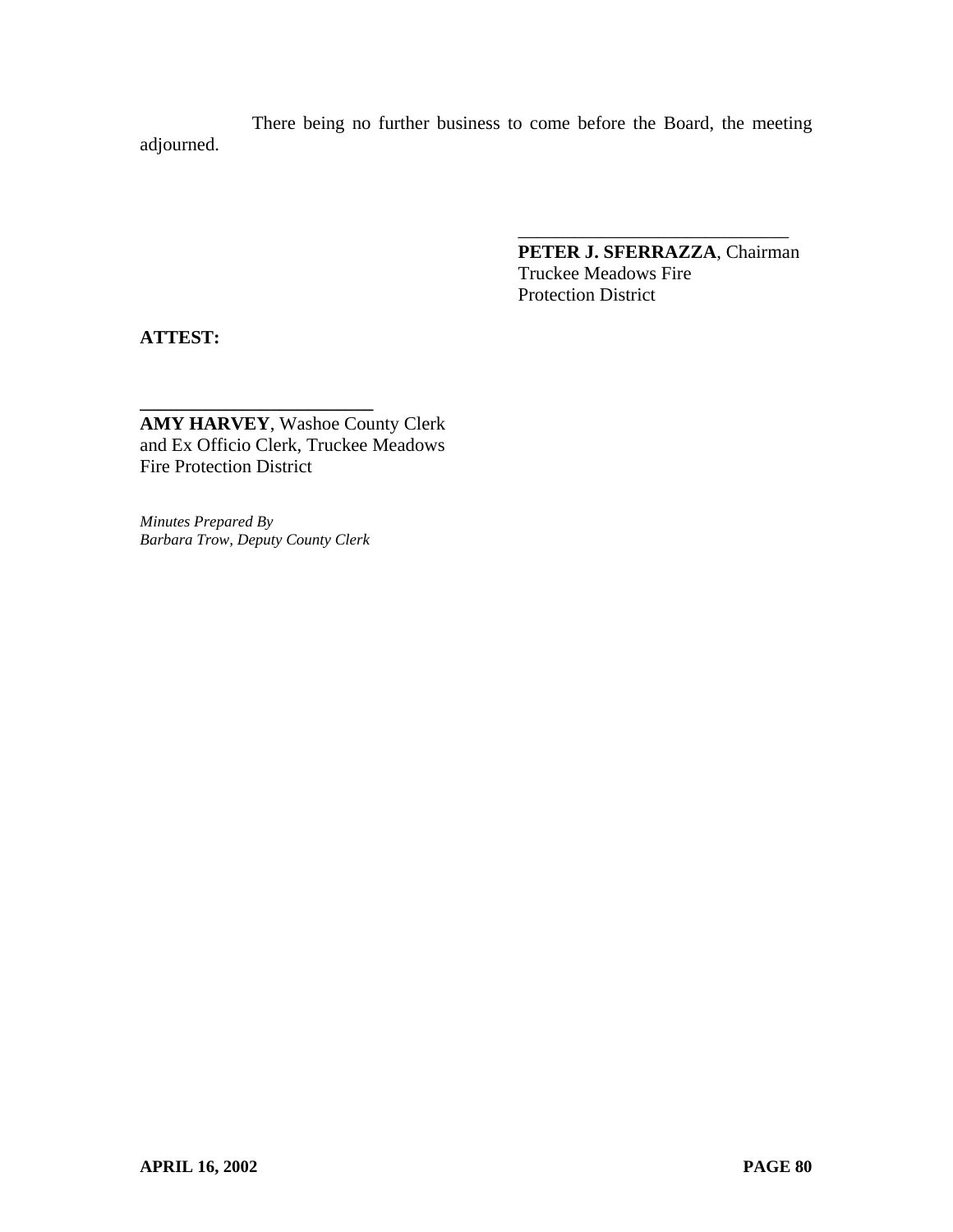There being no further business to come before the Board, the meeting adjourned.

_____________________________
**PETER J. SFERRAZZA**, Chairman
Truckee Meadows Fire
Protection District

**ATTEST:**

_________________________
**AMY HARVEY**, Washoe County Clerk
and Ex Officio Clerk, Truckee Meadows
Fire Protection District

*Minutes Prepared By*
*Barbara Trow, Deputy County Clerk*